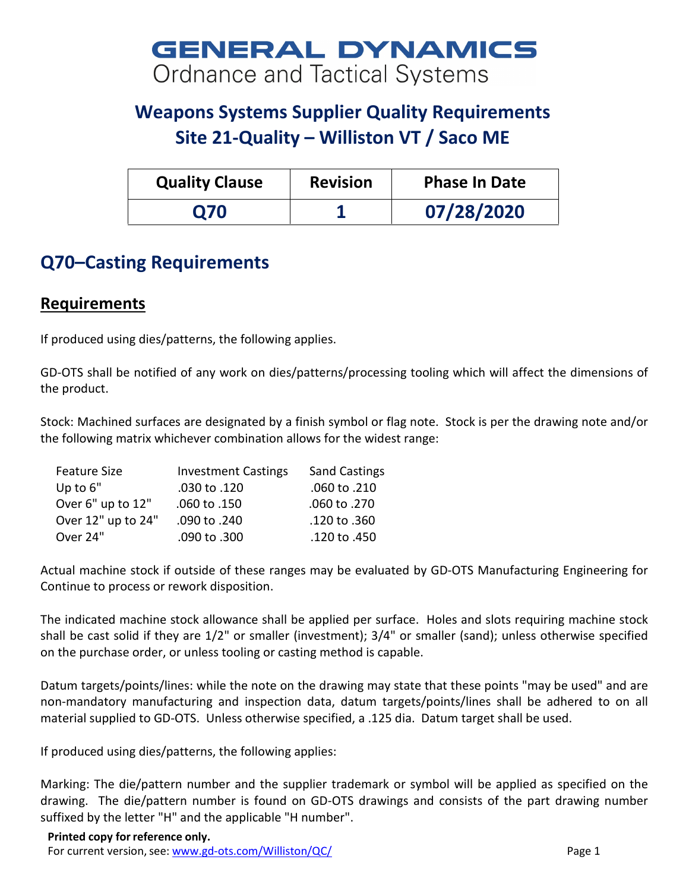# GENERAL DYNAMICS
Ordnance and Tactical Systems

## Weapons Systems Supplier Quality Requirements
## Site 21-Quality – Williston VT / Saco ME

| Quality Clause | Revision | Phase In Date |
|---|---|---|
| **Q70** | **1** | **07/28/2020** |

## Q70–Casting Requirements

### Requirements

If produced using dies/patterns, the following applies.

GD-OTS shall be notified of any work on dies/patterns/processing tooling which will affect the dimensions of the product.

Stock: Machined surfaces are designated by a finish symbol or flag note. Stock is per the drawing note and/or the following matrix whichever combination allows for the widest range:

| Feature Size | Investment Castings | Sand Castings |
|---|---|---|
| Up to 6" | .030 to .120 | .060 to .210 |
| Over 6" up to 12" | .060 to .150 | .060 to .270 |
| Over 12" up to 24" | .090 to .240 | .120 to .360 |
| Over 24" | .090 to .300 | .120 to .450 |

Actual machine stock if outside of these ranges may be evaluated by GD-OTS Manufacturing Engineering for Continue to process or rework disposition.

The indicated machine stock allowance shall be applied per surface. Holes and slots requiring machine stock shall be cast solid if they are 1/2" or smaller (investment); 3/4" or smaller (sand); unless otherwise specified on the purchase order, or unless tooling or casting method is capable.

Datum targets/points/lines: while the note on the drawing may state that these points "may be used" and are non-mandatory manufacturing and inspection data, datum targets/points/lines shall be adhered to on all material supplied to GD-OTS. Unless otherwise specified, a .125 dia. Datum target shall be used.

If produced using dies/patterns, the following applies:

Marking: The die/pattern number and the supplier trademark or symbol will be applied as specified on the drawing. The die/pattern number is found on GD-OTS drawings and consists of the part drawing number suffixed by the letter "H" and the applicable "H number".

**Printed copy for reference only.**
For current version, see: www.gd-ots.com/Williston/QC/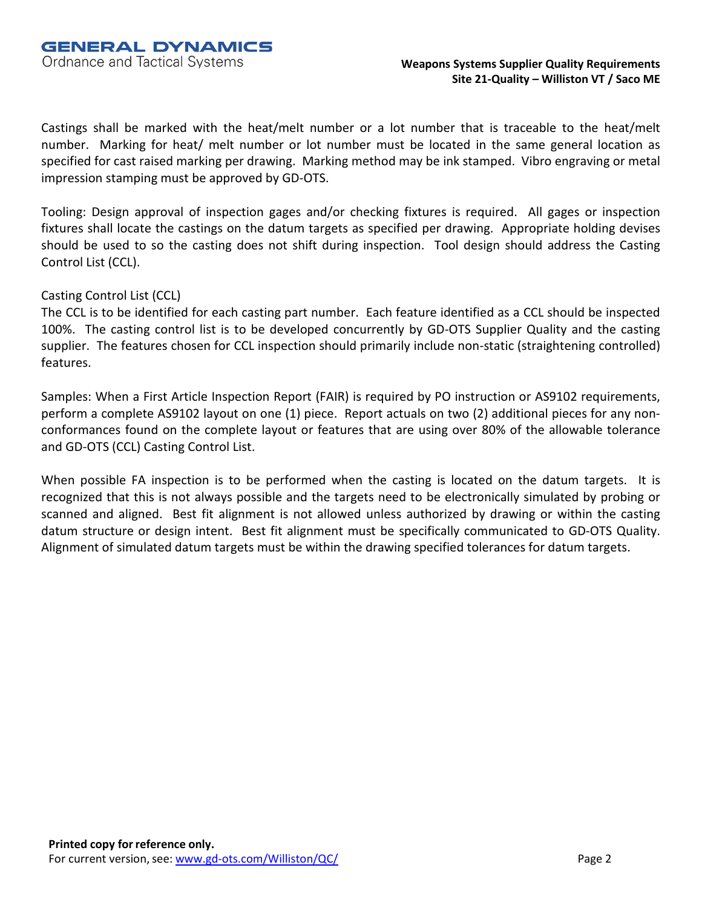Castings shall be marked with the heat/melt number or a lot number that is traceable to the heat/melt number. Marking for heat/ melt number or lot number must be located in the same general location as specified for cast raised marking per drawing. Marking method may be ink stamped. Vibro engraving or metal impression stamping must be approved by GD-OTS.

Tooling: Design approval of inspection gages and/or checking fixtures is required. All gages or inspection fixtures shall locate the castings on the datum targets as specified per drawing. Appropriate holding devises should be used to so the casting does not shift during inspection. Tool design should address the Casting Control List (CCL).

Casting Control List (CCL)
The CCL is to be identified for each casting part number. Each feature identified as a CCL should be inspected 100%. The casting control list is to be developed concurrently by GD-OTS Supplier Quality and the casting supplier. The features chosen for CCL inspection should primarily include non-static (straightening controlled) features.

Samples: When a First Article Inspection Report (FAIR) is required by PO instruction or AS9102 requirements, perform a complete AS9102 layout on one (1) piece. Report actuals on two (2) additional pieces for any non-conformances found on the complete layout or features that are using over 80% of the allowable tolerance and GD-OTS (CCL) Casting Control List.

When possible FA inspection is to be performed when the casting is located on the datum targets. It is recognized that this is not always possible and the targets need to be electronically simulated by probing or scanned and aligned. Best fit alignment is not allowed unless authorized by drawing or within the casting datum structure or design intent. Best fit alignment must be specifically communicated to GD-OTS Quality. Alignment of simulated datum targets must be within the drawing specified tolerances for datum targets.